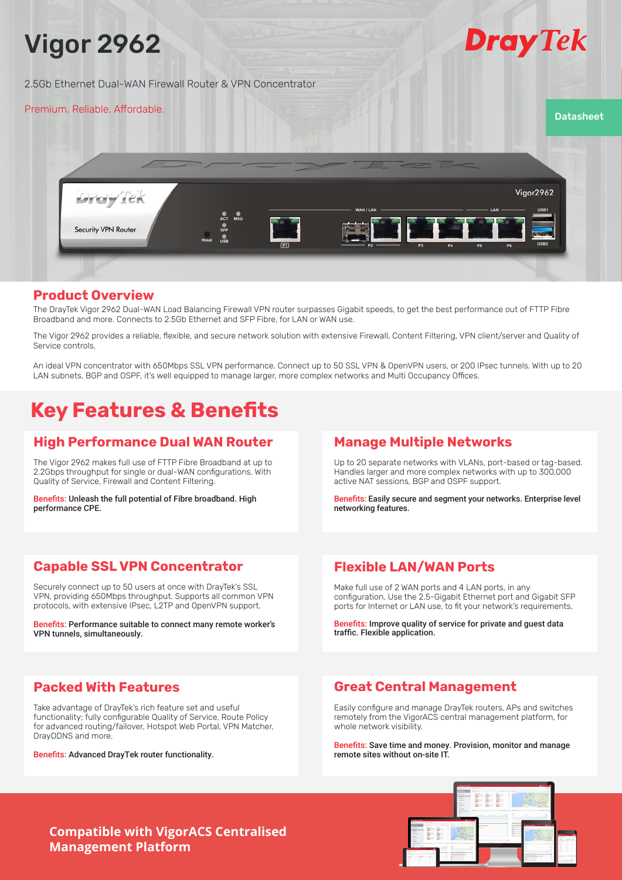# Vigor 2962

DrayTek

2.5Gb Ethernet Dual-WAN Firewall Router & VPN Concentrator

Premium. Reliable. Affordable.

Datasheet

## Product Overview

The DrayTek Vigor 2962 Dual-WAN Load Balancing Firewall VPN router surpasses Gigabit speeds, to get the best performance out of FTTP Fibre Broadband and more. Connects to 2.5Gb Ethernet and SFP Fibre, for LAN or WAN use.

The Vigor 2962 provides a reliable, flexible, and secure network solution with extensive Firewall, Content Filtering, VPN client/server and Quality of Service controls.

An ideal VPN concentrator with 650Mbps SSL VPN performance. Connect up to 50 SSL VPN & OpenVPN users, or 200 IPsec tunnels. With up to 20 LAN subnets, BGP and OSPF, it's well equipped to manage larger, more complex networks and Multi Occupancy Offices.

# Key Features & Benefits

### High Performance Dual WAN Router

The Vigor 2962 makes full use of FTTP Fibre Broadband at up to 2.2Gbps throughput for single or dual-WAN configurations. With Quality of Service, Firewall and Content Filtering.

Benefits: **Unleash the full potential of Fibre broadband. High performance CPE.**

### Manage Multiple Networks

Up to 20 separate networks with VLANs, port-based or tag-based. Handles larger and more complex networks with up to 300,000 active NAT sessions, BGP and OSPF support.

Benefits: **Easily secure and segment your networks. Enterprise level networking features.**

### Capable SSL VPN Concentrator

Securely connect up to 50 users at once with DrayTek's SSL VPN, providing 650Mbps throughput. Supports all common VPN protocols, with extensive IPsec, L2TP and OpenVPN support.

Benefits: **Performance suitable to connect many remote worker's VPN tunnels, simultaneously.**

### Flexible LAN/WAN Ports

Make full use of 2 WAN ports and 4 LAN ports, in any configuration. Use the 2.5-Gigabit Ethernet port and Gigabit SFP ports for Internet or LAN use, to fit your network's requirements.

Benefits: **Improve quality of service for private and guest data traffic. Flexible application.**

### Packed With Features

Take advantage of DrayTek's rich feature set and useful functionality; fully configurable Quality of Service, Route Policy for advanced routing/failover, Hotspot Web Portal, VPN Matcher, DrayDDNS and more.

Benefits: **Advanced DrayTek router functionality.**

### Great Central Management

Easily configure and manage DrayTek routers, APs and switches remotely from the VigorACS central management platform, for whole network visibility.

Benefits: **Save time and money. Provision, monitor and manage remote sites without on-site IT.**

**Compatible with VigorACS Centralised Management Platform**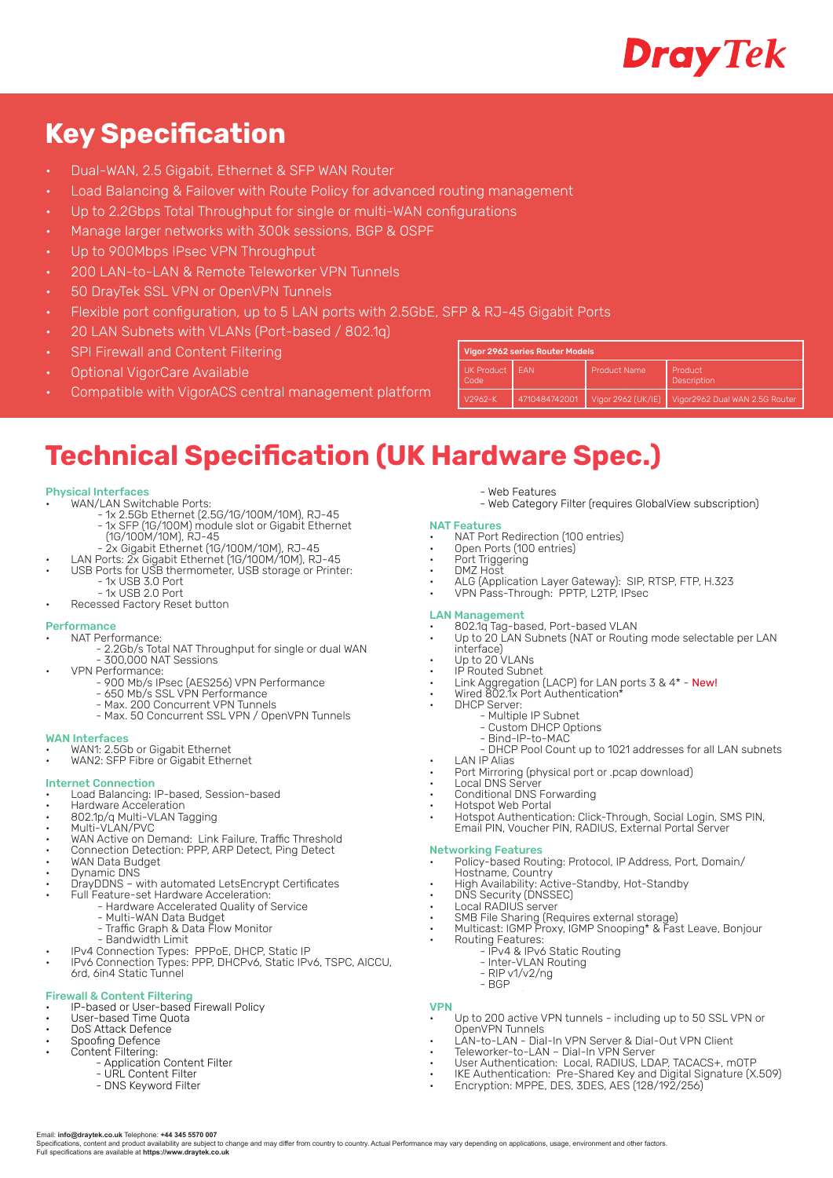# Key Specification

- Dual-WAN, 2.5 Gigabit, Ethernet & SFP WAN Router
- Load Balancing & Failover with Route Policy for advanced routing management
- Up to 2.2Gbps Total Throughput for single or multi-WAN configurations
- Manage larger networks with 300k sessions, BGP & OSPF
- Up to 900Mbps IPsec VPN Throughput
- 200 LAN-to-LAN & Remote Teleworker VPN Tunnels
- 50 DrayTek SSL VPN or OpenVPN Tunnels
- Flexible port configuration, up to 5 LAN ports with 2.5GbE, SFP & RJ-45 Gigabit Ports
- 20 LAN Subnets with VLANs (Port-based / 802.1q)
- SPI Firewall and Content Filtering
- Optional VigorCare Available
- Compatible with VigorACS central management platform

| Vigor 2962 series Router Models | | | |
|---|---|---|---|
| UK Product Code | EAN | Product Name | Product Description |
| V2962-K | 4710484742001 | Vigor 2962 (UK/IE) | Vigor2962 Dual WAN 2.5G Router |

# Technical Specification (UK Hardware Spec.)

### Physical Interfaces
- WAN/LAN Switchable Ports:
  - 1x 2.5Gb Ethernet (2.5G/1G/100M/10M), RJ-45
  - 1x SFP (1G/100M) module slot or Gigabit Ethernet (1G/100M/10M), RJ-45
  - 2x Gigabit Ethernet (1G/100M/10M), RJ-45
- LAN Ports: 2x Gigabit Ethernet (1G/100M/10M), RJ-45
- USB Ports for USB thermometer, USB storage or Printer:
  - 1x USB 3.0 Port
  - 1x USB 2.0 Port
- Recessed Factory Reset button

### Performance
- NAT Performance:
  - 2.2Gb/s Total NAT Throughput for single or dual WAN
  - 300,000 NAT Sessions
- VPN Performance:
  - 900 Mb/s IPsec (AES256) VPN Performance
  - 650 Mb/s SSL VPN Performance
  - Max. 200 Concurrent VPN Tunnels
  - Max. 50 Concurrent SSL VPN / OpenVPN Tunnels

### WAN Interfaces
- WAN1: 2.5Gb or Gigabit Ethernet
- WAN2: SFP Fibre or Gigabit Ethernet

### Internet Connection
- Load Balancing: IP-based, Session-based
- Hardware Acceleration
- 802.1p/q Multi-VLAN Tagging
- Multi-VLAN/PVC
- WAN Active on Demand: Link Failure, Traffic Threshold
- Connection Detection: PPP, ARP Detect, Ping Detect
- WAN Data Budget
- Dynamic DNS
- DrayDDNS – with automated LetsEncrypt Certificates
- Full Feature-set Hardware Acceleration:
  - Hardware Accelerated Quality of Service
  - Multi-WAN Data Budget
  - Traffic Graph & Data Flow Monitor
  - Bandwidth Limit
- IPv4 Connection Types: PPPoE, DHCP, Static IP
- IPv6 Connection Types: PPP, DHCPv6, Static IPv6, TSPC, AICCU, 6rd, 6in4 Static Tunnel

### Firewall & Content Filtering
- IP-based or User-based Firewall Policy
- User-based Time Quota
- DoS Attack Defence
- Spoofing Defence
- Content Filtering:
  - Application Content Filter
  - URL Content Filter
  - DNS Keyword Filter
  - Web Features
  - Web Category Filter (requires GlobalView subscription)

### NAT Features
- NAT Port Redirection (100 entries)
- Open Ports (100 entries)
- Port Triggering
- DMZ Host
- ALG (Application Layer Gateway): SIP, RTSP, FTP, H.323
- VPN Pass-Through: PPTP, L2TP, IPsec

### LAN Management
- 802.1q Tag-based, Port-based VLAN
- Up to 20 LAN Subnets (NAT or Routing mode selectable per LAN interface)
- Up to 20 VLANs
- IP Routed Subnet
- Link Aggregation (LACP) for LAN ports 3 & 4* - New!
- Wired 802.1x Port Authentication*
- DHCP Server:
  - Multiple IP Subnet
  - Custom DHCP Options
  - Bind-IP-to-MAC
  - DHCP Pool Count up to 1021 addresses for all LAN subnets
- LAN IP Alias
- Port Mirroring (physical port or .pcap download)
- Local DNS Server
- Conditional DNS Forwarding
- Hotspot Web Portal
- Hotspot Authentication: Click-Through, Social Login, SMS PIN, Email PIN, Voucher PIN, RADIUS, External Portal Server

### Networking Features
- Policy-based Routing: Protocol, IP Address, Port, Domain/Hostname, Country
- High Availability: Active-Standby, Hot-Standby
- DNS Security (DNSSEC)
- Local RADIUS server
- SMB File Sharing (Requires external storage)
- Multicast: IGMP Proxy, IGMP Snooping* & Fast Leave, Bonjour
- Routing Features:
  - IPv4 & IPv6 Static Routing
  - Inter-VLAN Routing
  - RIP v1/v2/ng
  - BGP

### VPN
- Up to 200 active VPN tunnels - including up to 50 SSL VPN or OpenVPN Tunnels
- LAN-to-LAN - Dial-In VPN Server & Dial-Out VPN Client
- Teleworker-to-LAN – Dial-In VPN Server
- User Authentication: Local, RADIUS, LDAP, TACACS+, mOTP
- IKE Authentication: Pre-Shared Key and Digital Signature (X.509)
- Encryption: MPPE, DES, 3DES, AES (128/192/256)

Email: **info@draytek.co.uk** Telephone: **+44 345 5570 007**
Specifications, content and product availability are subject to change and may differ from country to country. Actual Performance may vary depending on applications, usage, environment and other factors.
Full specifications are available at **https://www.draytek.co.uk**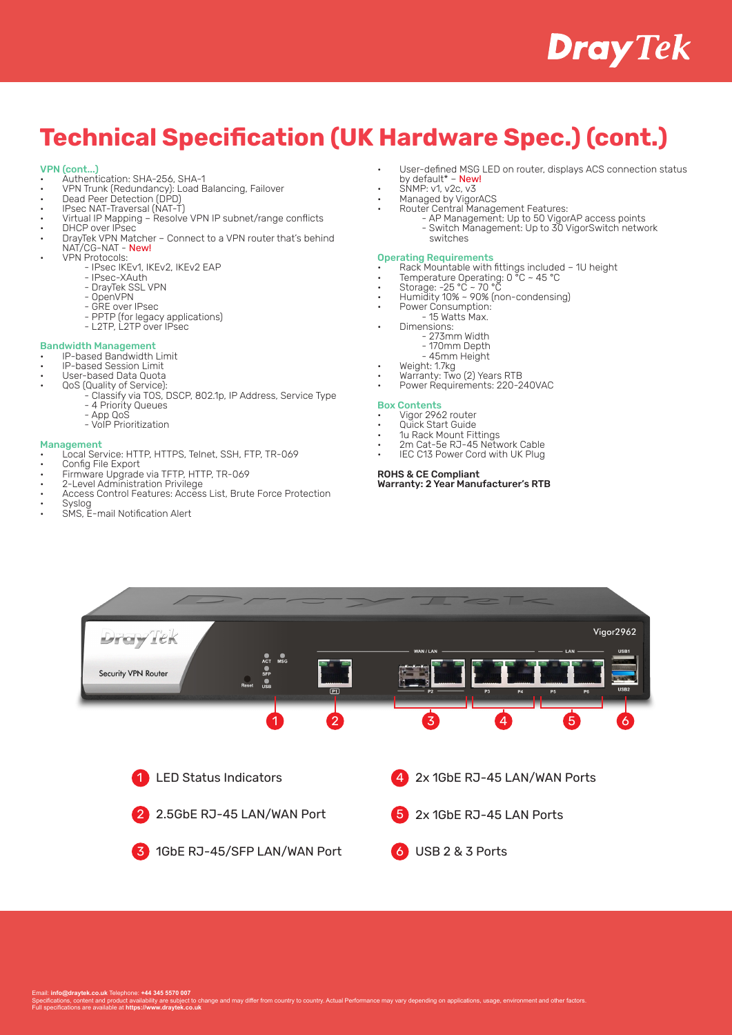# Technical Specification (UK Hardware Spec.) (cont.)

### VPN (cont...)

- Authentication: SHA-256, SHA-1
- VPN Trunk (Redundancy): Load Balancing, Failover
- Dead Peer Detection (DPD)
- IPsec NAT-Traversal (NAT-T)
- Virtual IP Mapping – Resolve VPN IP subnet/range conflicts
- DHCP over IPsec
- DrayTek VPN Matcher – Connect to a VPN router that's behind NAT/CG-NAT - New!
- VPN Protocols:
  - IPsec IKEv1, IKEv2, IKEv2 EAP
  - IPsec-XAuth
  - DrayTek SSL VPN
  - OpenVPN
  - GRE over IPsec
  - PPTP (for legacy applications)
  - L2TP, L2TP over IPsec

### Bandwidth Management

- IP-based Bandwidth Limit
- IP-based Session Limit
- User-based Data Quota
- QoS (Quality of Service):
  - Classify via TOS, DSCP, 802.1p, IP Address, Service Type
  - 4 Priority Queues
  - App QoS
  - VoIP Prioritization

### Management

- Local Service: HTTP, HTTPS, Telnet, SSH, FTP, TR-069
- Config File Export
- Firmware Upgrade via TFTP, HTTP, TR-069
- 2-Level Administration Privilege
- Access Control Features: Access List, Brute Force Protection
- Syslog
- SMS, E-mail Notification Alert
- User-defined MSG LED on router, displays ACS connection status by default* – New!
- SNMP: v1, v2c, v3
- Managed by VigorACS
- Router Central Management Features:
  - AP Management: Up to 50 VigorAP access points
  - Switch Management: Up to 30 VigorSwitch network switches

### Operating Requirements

- Rack Mountable with fittings included – 1U height
- Temperature Operating: 0 °C ~ 45 °C
- Storage: -25 °C ~ 70 °C
- Humidity 10% ~ 90% (non-condensing)
- Power Consumption:
  - 15 Watts Max.
- Dimensions:
  - 273mm Width
  - 170mm Depth
  - 45mm Height
- Weight: 1.7kg
- Warranty: Two (2) Years RTB
- Power Requirements: 220-240VAC

### Box Contents

- Vigor 2962 router
- Quick Start Guide
- 1u Rack Mount Fittings
- 2m Cat-5e RJ-45 Network Cable
- IEC C13 Power Cord with UK Plug

**ROHS & CE Compliant**
**Warranty: 2 Year Manufacturer's RTB**

1. LED Status Indicators
2. 2.5GbE RJ-45 LAN/WAN Port
3. 1GbE RJ-45/SFP LAN/WAN Port
4. 2x 1GbE RJ-45 LAN/WAN Ports
5. 2x 1GbE RJ-45 LAN Ports
6. USB 2 & 3 Ports

Email: **info@draytek.co.uk** Telephone: **+44 345 5570 007**
Specifications, content and product availability are subject to change and may differ from country to country. Actual Performance may vary depending on applications, usage, environment and other factors.
Full specifications are available at **https://www.draytek.co.uk**